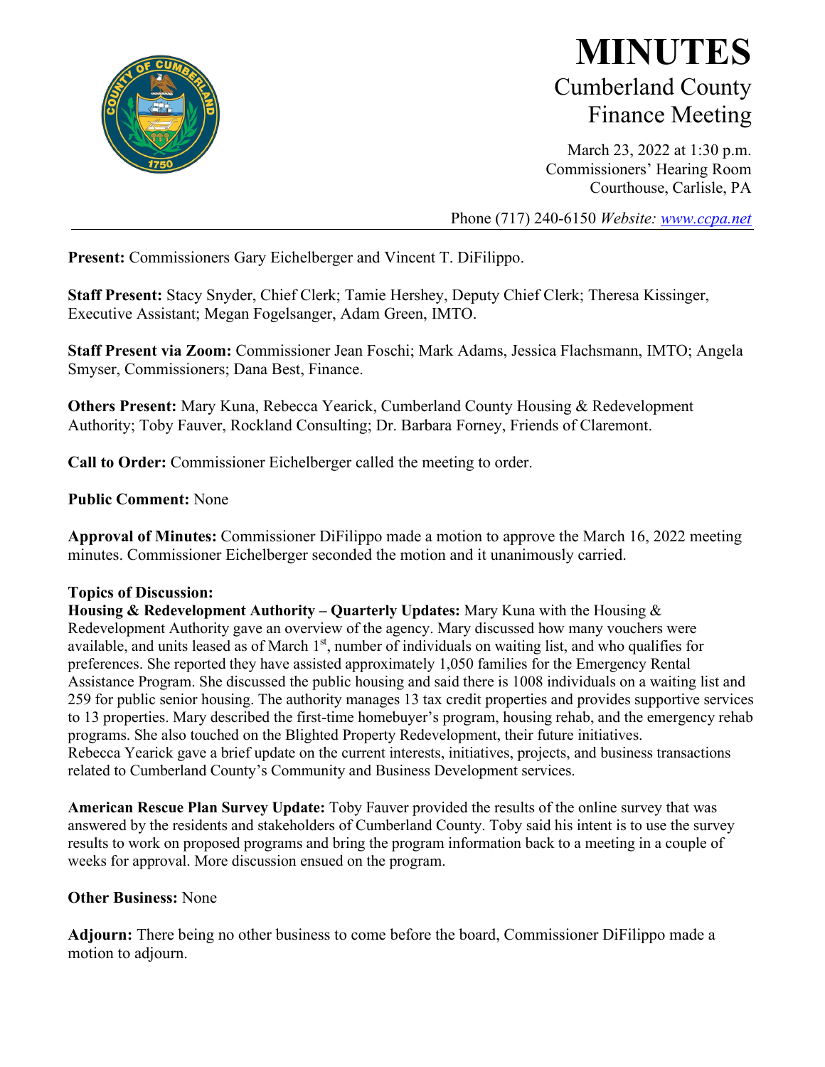# MINUTES

## Cumberland County Finance Meeting

March 23, 2022 at 1:30 p.m.
Commissioners' Hearing Room
Courthouse, Carlisle, PA

Phone (717) 240-6150 *Website: www.ccpa.net*

---

**Present:** Commissioners Gary Eichelberger and Vincent T. DiFilippo.

**Staff Present:** Stacy Snyder, Chief Clerk; Tamie Hershey, Deputy Chief Clerk; Theresa Kissinger, Executive Assistant; Megan Fogelsanger, Adam Green, IMTO.

**Staff Present via Zoom:** Commissioner Jean Foschi; Mark Adams, Jessica Flachsmann, IMTO; Angela Smyser, Commissioners; Dana Best, Finance.

**Others Present:** Mary Kuna, Rebecca Yearick, Cumberland County Housing & Redevelopment Authority; Toby Fauver, Rockland Consulting; Dr. Barbara Forney, Friends of Claremont.

**Call to Order:** Commissioner Eichelberger called the meeting to order.

**Public Comment:** None

**Approval of Minutes:** Commissioner DiFilippo made a motion to approve the March 16, 2022 meeting minutes. Commissioner Eichelberger seconded the motion and it unanimously carried.

**Topics of Discussion:**

**Housing & Redevelopment Authority – Quarterly Updates:** Mary Kuna with the Housing & Redevelopment Authority gave an overview of the agency. Mary discussed how many vouchers were available, and units leased as of March 1st, number of individuals on waiting list, and who qualifies for preferences. She reported they have assisted approximately 1,050 families for the Emergency Rental Assistance Program. She discussed the public housing and said there is 1008 individuals on a waiting list and 259 for public senior housing. The authority manages 13 tax credit properties and provides supportive services to 13 properties. Mary described the first-time homebuyer's program, housing rehab, and the emergency rehab programs. She also touched on the Blighted Property Redevelopment, their future initiatives.
Rebecca Yearick gave a brief update on the current interests, initiatives, projects, and business transactions related to Cumberland County's Community and Business Development services.

**American Rescue Plan Survey Update:** Toby Fauver provided the results of the online survey that was answered by the residents and stakeholders of Cumberland County. Toby said his intent is to use the survey results to work on proposed programs and bring the program information back to a meeting in a couple of weeks for approval. More discussion ensued on the program.

**Other Business:** None

**Adjourn:** There being no other business to come before the board, Commissioner DiFilippo made a motion to adjourn.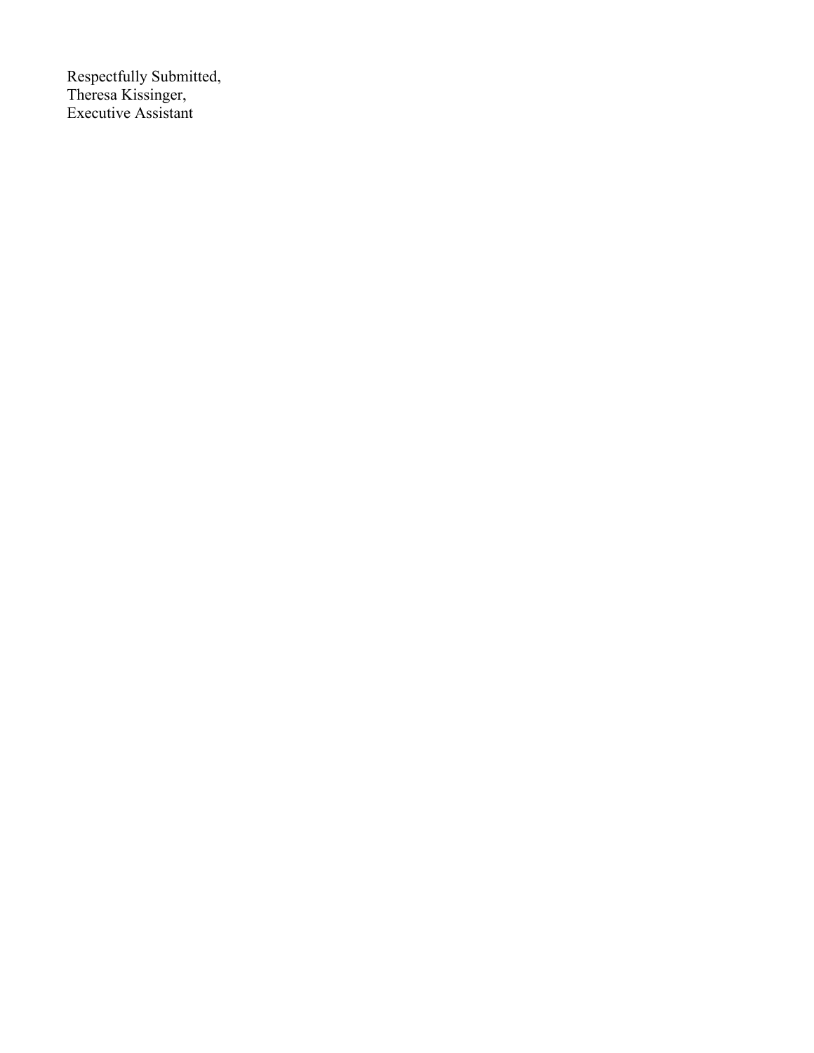Respectfully Submitted,
Theresa Kissinger,
Executive Assistant